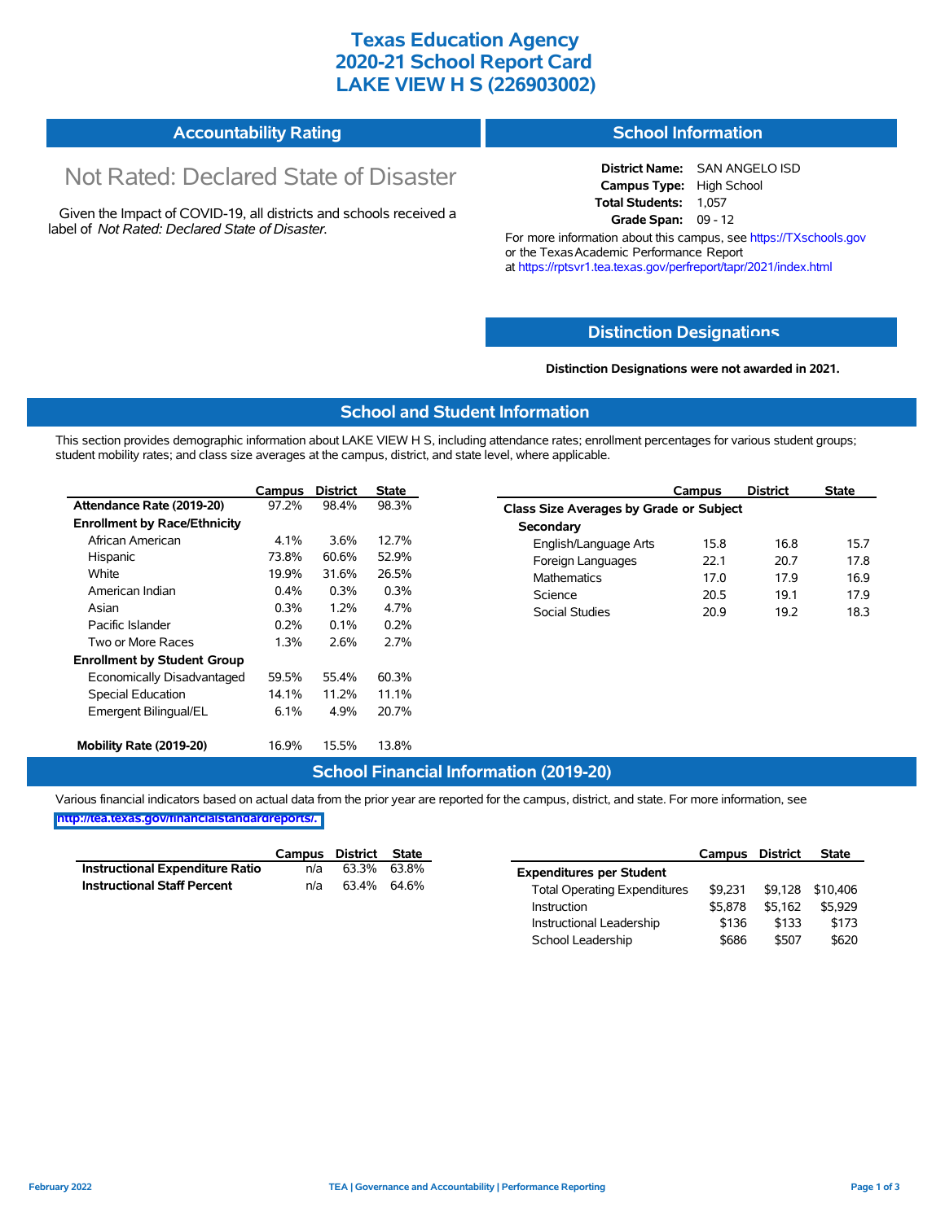# Texas Education Agency
# 2020-21 School Report Card
# LAKE VIEW H S (226903002)

## Accountability Rating

Not Rated: Declared State of Disaster

Given the Impact of COVID-19, all districts and schools received a label of *Not Rated: Declared State of Disaster*.

## School Information

**District Name:** SAN ANGELO ISD
**Campus Type:** High School
**Total Students:** 1,057
**Grade Span:** 09 - 12

For more information about this campus, see https://TXschools.gov or the Texas Academic Performance Report at https://rptsvr1.tea.texas.gov/perfreport/tapr/2021/index.html

## Distinction Designations

**Distinction Designations were not awarded in 2021.**

## School and Student Information

This section provides demographic information about LAKE VIEW H S, including attendance rates; enrollment percentages for various student groups; student mobility rates; and class size averages at the campus, district, and state level, where applicable.

| | Campus | District | State |
|---|---|---|---|
| **Attendance Rate (2019-20)** | 97.2% | 98.4% | 98.3% |
| **Enrollment by Race/Ethnicity** | | | |
| African American | 4.1% | 3.6% | 12.7% |
| Hispanic | 73.8% | 60.6% | 52.9% |
| White | 19.9% | 31.6% | 26.5% |
| American Indian | 0.4% | 0.3% | 0.3% |
| Asian | 0.3% | 1.2% | 4.7% |
| Pacific Islander | 0.2% | 0.1% | 0.2% |
| Two or More Races | 1.3% | 2.6% | 2.7% |
| **Enrollment by Student Group** | | | |
| Economically Disadvantaged | 59.5% | 55.4% | 60.3% |
| Special Education | 14.1% | 11.2% | 11.1% |
| Emergent Bilingual/EL | 6.1% | 4.9% | 20.7% |
| **Mobility Rate (2019-20)** | 16.9% | 15.5% | 13.8% |

| | Campus | District | State |
|---|---|---|---|
| **Class Size Averages by Grade or Subject** | | | |
| **Secondary** | | | |
| English/Language Arts | 15.8 | 16.8 | 15.7 |
| Foreign Languages | 22.1 | 20.7 | 17.8 |
| Mathematics | 17.0 | 17.9 | 16.9 |
| Science | 20.5 | 19.1 | 17.9 |
| Social Studies | 20.9 | 19.2 | 18.3 |

## School Financial Information (2019-20)

Various financial indicators based on actual data from the prior year are reported for the campus, district, and state. For more information, see http://tea.texas.gov/financialstandardreports/.

| | Campus | District | State |
|---|---|---|---|
| **Instructional Expenditure Ratio** | n/a | 63.3% | 63.8% |
| **Instructional Staff Percent** | n/a | 63.4% | 64.6% |

| | Campus | District | State |
|---|---|---|---|
| **Expenditures per Student** | | | |
| Total Operating Expenditures | $9,231 | $9,128 | $10,406 |
| Instruction | $5,878 | $5,162 | $5,929 |
| Instructional Leadership | $136 | $133 | $173 |
| School Leadership | $686 | $507 | $620 |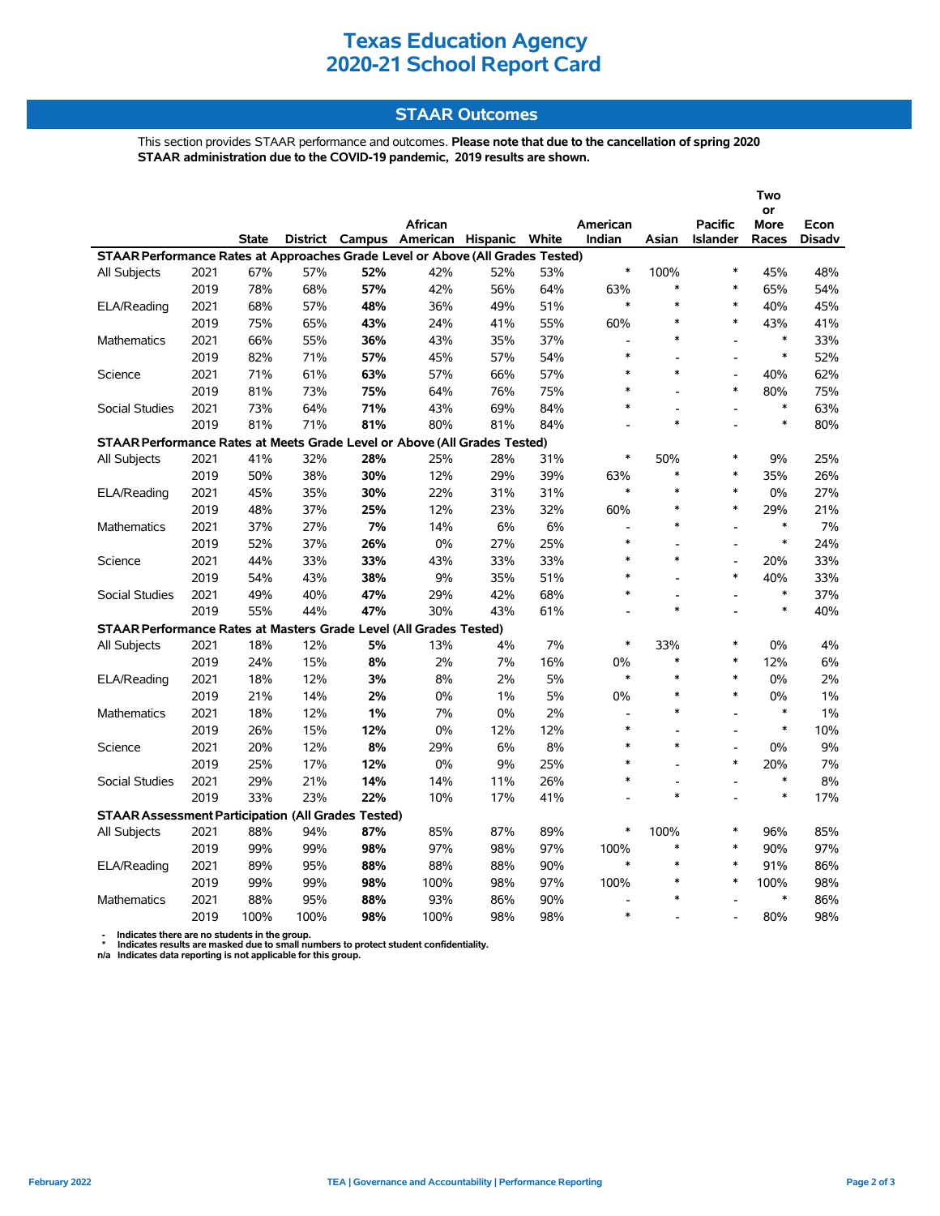# Texas Education Agency
# 2020-21 School Report Card

## STAAR Outcomes

This section provides STAAR performance and outcomes. **Please note that due to the cancellation of spring 2020 STAAR administration due to the COVID-19 pandemic, 2019 results are shown.**

| | | State | District | Campus | African American | Hispanic | White | American Indian | Asian | Pacific Islander | Two or More Races | Econ Disadv |
|---|---|---|---|---|---|---|---|---|---|---|---|---|
| **STAAR Performance Rates at Approaches Grade Level or Above (All Grades Tested)** | | | | | | | | | | | | |
| All Subjects | 2021 | 67% | 57% | **52%** | 42% | 52% | 53% | * | 100% | * | 45% | 48% |
| | 2019 | 78% | 68% | **57%** | 42% | 56% | 64% | 63% | * | * | 65% | 54% |
| ELA/Reading | 2021 | 68% | 57% | **48%** | 36% | 49% | 51% | * | * | * | 40% | 45% |
| | 2019 | 75% | 65% | **43%** | 24% | 41% | 55% | 60% | * | * | 43% | 41% |
| Mathematics | 2021 | 66% | 55% | **36%** | 43% | 35% | 37% | - | * | - | * | 33% |
| | 2019 | 82% | 71% | **57%** | 45% | 57% | 54% | * | - | - | * | 52% |
| Science | 2021 | 71% | 61% | **63%** | 57% | 66% | 57% | * | * | - | 40% | 62% |
| | 2019 | 81% | 73% | **75%** | 64% | 76% | 75% | * | - | * | 80% | 75% |
| Social Studies | 2021 | 73% | 64% | **71%** | 43% | 69% | 84% | * | - | - | * | 63% |
| | 2019 | 81% | 71% | **81%** | 80% | 81% | 84% | - | * | - | * | 80% |
| **STAAR Performance Rates at Meets Grade Level or Above (All Grades Tested)** | | | | | | | | | | | | |
| All Subjects | 2021 | 41% | 32% | **28%** | 25% | 28% | 31% | * | 50% | * | 9% | 25% |
| | 2019 | 50% | 38% | **30%** | 12% | 29% | 39% | 63% | * | * | 35% | 26% |
| ELA/Reading | 2021 | 45% | 35% | **30%** | 22% | 31% | 31% | * | * | * | 0% | 27% |
| | 2019 | 48% | 37% | **25%** | 12% | 23% | 32% | 60% | * | * | 29% | 21% |
| Mathematics | 2021 | 37% | 27% | **7%** | 14% | 6% | 6% | - | * | - | * | 7% |
| | 2019 | 52% | 37% | **26%** | 0% | 27% | 25% | * | - | - | * | 24% |
| Science | 2021 | 44% | 33% | **33%** | 43% | 33% | 33% | * | * | - | 20% | 33% |
| | 2019 | 54% | 43% | **38%** | 9% | 35% | 51% | * | - | * | 40% | 33% |
| Social Studies | 2021 | 49% | 40% | **47%** | 29% | 42% | 68% | * | - | - | * | 37% |
| | 2019 | 55% | 44% | **47%** | 30% | 43% | 61% | - | * | - | * | 40% |
| **STAAR Performance Rates at Masters Grade Level (All Grades Tested)** | | | | | | | | | | | | |
| All Subjects | 2021 | 18% | 12% | **5%** | 13% | 4% | 7% | * | 33% | * | 0% | 4% |
| | 2019 | 24% | 15% | **8%** | 2% | 7% | 16% | 0% | * | * | 12% | 6% |
| ELA/Reading | 2021 | 18% | 12% | **3%** | 8% | 2% | 5% | * | * | * | 0% | 2% |
| | 2019 | 21% | 14% | **2%** | 0% | 1% | 5% | 0% | * | * | 0% | 1% |
| Mathematics | 2021 | 18% | 12% | **1%** | 7% | 0% | 2% | - | * | - | * | 1% |
| | 2019 | 26% | 15% | **12%** | 0% | 12% | 12% | * | - | - | * | 10% |
| Science | 2021 | 20% | 12% | **8%** | 29% | 6% | 8% | * | * | - | 0% | 9% |
| | 2019 | 25% | 17% | **12%** | 0% | 9% | 25% | * | - | * | 20% | 7% |
| Social Studies | 2021 | 29% | 21% | **14%** | 14% | 11% | 26% | * | - | - | * | 8% |
| | 2019 | 33% | 23% | **22%** | 10% | 17% | 41% | - | * | - | * | 17% |
| **STAAR Assessment Participation (All Grades Tested)** | | | | | | | | | | | | |
| All Subjects | 2021 | 88% | 94% | **87%** | 85% | 87% | 89% | * | 100% | * | 96% | 85% |
| | 2019 | 99% | 99% | **98%** | 97% | 98% | 97% | 100% | * | * | 90% | 97% |
| ELA/Reading | 2021 | 89% | 95% | **88%** | 88% | 88% | 90% | * | * | * | 91% | 86% |
| | 2019 | 99% | 99% | **98%** | 100% | 98% | 97% | 100% | * | * | 100% | 98% |
| Mathematics | 2021 | 88% | 95% | **88%** | 93% | 86% | 90% | - | * | - | * | 86% |
| | 2019 | 100% | 100% | **98%** | 100% | 98% | 98% | * | - | - | 80% | 98% |

- Indicates there are no students in the group.
\* Indicates results are masked due to small numbers to protect student confidentiality.
n/a Indicates data reporting is not applicable for this group.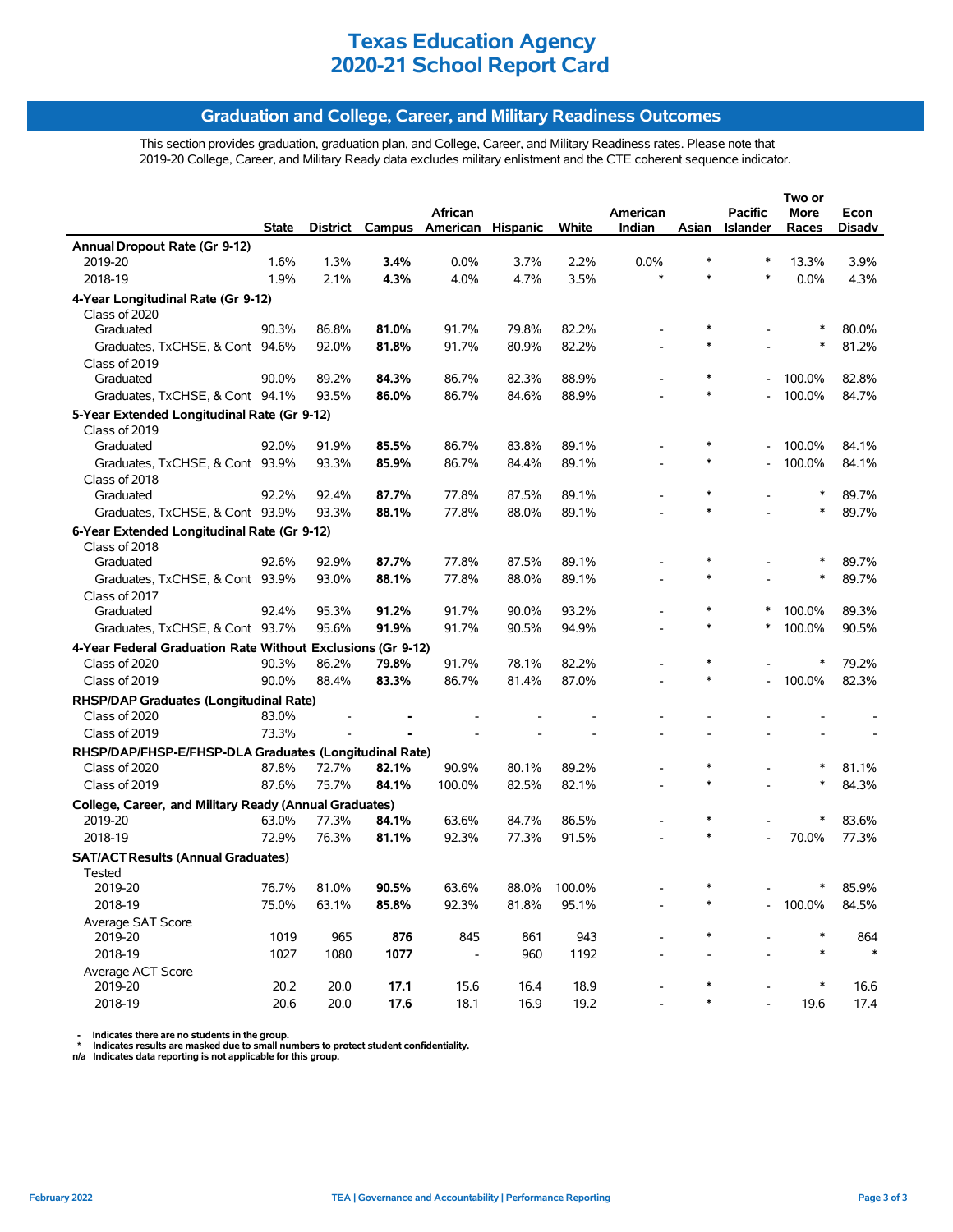# Texas Education Agency
# 2020-21 School Report Card

## Graduation and College, Career, and Military Readiness Outcomes

This section provides graduation, graduation plan, and College, Career, and Military Readiness rates. Please note that 2019-20 College, Career, and Military Ready data excludes military enlistment and the CTE coherent sequence indicator.

| | State | District | Campus | African American | Hispanic | White | American Indian | Asian | Pacific Islander | Two or More Races | Econ Disadv |
|---|---|---|---|---|---|---|---|---|---|---|---|
| **Annual Dropout Rate (Gr 9-12)** | | | | | | | | | | | |
| 2019-20 | 1.6% | 1.3% | **3.4%** | 0.0% | 3.7% | 2.2% | 0.0% | * | * | 13.3% | 3.9% |
| 2018-19 | 1.9% | 2.1% | **4.3%** | 4.0% | 4.7% | 3.5% | * | * | * | 0.0% | 4.3% |
| **4-Year Longitudinal Rate (Gr 9-12)** | | | | | | | | | | | |
| Class of 2020 | | | | | | | | | | | |
| Graduated | 90.3% | 86.8% | **81.0%** | 91.7% | 79.8% | 82.2% | - | * | - | * | 80.0% |
| Graduates, TxCHSE, & Cont | 94.6% | 92.0% | **81.8%** | 91.7% | 80.9% | 82.2% | - | * | - | * | 81.2% |
| Class of 2019 | | | | | | | | | | | |
| Graduated | 90.0% | 89.2% | **84.3%** | 86.7% | 82.3% | 88.9% | - | * | - | 100.0% | 82.8% |
| Graduates, TxCHSE, & Cont | 94.1% | 93.5% | **86.0%** | 86.7% | 84.6% | 88.9% | - | * | - | 100.0% | 84.7% |
| **5-Year Extended Longitudinal Rate (Gr 9-12)** | | | | | | | | | | | |
| Class of 2019 | | | | | | | | | | | |
| Graduated | 92.0% | 91.9% | **85.5%** | 86.7% | 83.8% | 89.1% | - | * | - | 100.0% | 84.1% |
| Graduates, TxCHSE, & Cont | 93.9% | 93.3% | **85.9%** | 86.7% | 84.4% | 89.1% | - | * | - | 100.0% | 84.1% |
| Class of 2018 | | | | | | | | | | | |
| Graduated | 92.2% | 92.4% | **87.7%** | 77.8% | 87.5% | 89.1% | - | * | - | * | 89.7% |
| Graduates, TxCHSE, & Cont | 93.9% | 93.3% | **88.1%** | 77.8% | 88.0% | 89.1% | - | * | - | * | 89.7% |
| **6-Year Extended Longitudinal Rate (Gr 9-12)** | | | | | | | | | | | |
| Class of 2018 | | | | | | | | | | | |
| Graduated | 92.6% | 92.9% | **87.7%** | 77.8% | 87.5% | 89.1% | - | * | - | * | 89.7% |
| Graduates, TxCHSE, & Cont | 93.9% | 93.0% | **88.1%** | 77.8% | 88.0% | 89.1% | - | * | - | * | 89.7% |
| Class of 2017 | | | | | | | | | | | |
| Graduated | 92.4% | 95.3% | **91.2%** | 91.7% | 90.0% | 93.2% | - | * | * | 100.0% | 89.3% |
| Graduates, TxCHSE, & Cont | 93.7% | 95.6% | **91.9%** | 91.7% | 90.5% | 94.9% | - | * | * | 100.0% | 90.5% |
| **4-Year Federal Graduation Rate Without Exclusions (Gr 9-12)** | | | | | | | | | | | |
| Class of 2020 | 90.3% | 86.2% | **79.8%** | 91.7% | 78.1% | 82.2% | - | * | - | * | 79.2% |
| Class of 2019 | 90.0% | 88.4% | **83.3%** | 86.7% | 81.4% | 87.0% | - | * | - | 100.0% | 82.3% |
| **RHSP/DAP Graduates (Longitudinal Rate)** | | | | | | | | | | | |
| Class of 2020 | 83.0% | - | **-** | - | - | - | - | - | - | - | - |
| Class of 2019 | 73.3% | - | **-** | - | - | - | - | - | - | - | - |
| **RHSP/DAP/FHSP-E/FHSP-DLA Graduates (Longitudinal Rate)** | | | | | | | | | | | |
| Class of 2020 | 87.8% | 72.7% | **82.1%** | 90.9% | 80.1% | 89.2% | - | * | - | * | 81.1% |
| Class of 2019 | 87.6% | 75.7% | **84.1%** | 100.0% | 82.5% | 82.1% | - | * | - | * | 84.3% |
| **College, Career, and Military Ready (Annual Graduates)** | | | | | | | | | | | |
| 2019-20 | 63.0% | 77.3% | **84.1%** | 63.6% | 84.7% | 86.5% | - | * | - | * | 83.6% |
| 2018-19 | 72.9% | 76.3% | **81.1%** | 92.3% | 77.3% | 91.5% | - | * | - | 70.0% | 77.3% |
| **SAT/ACT Results (Annual Graduates)** | | | | | | | | | | | |
| Tested | | | | | | | | | | | |
| 2019-20 | 76.7% | 81.0% | **90.5%** | 63.6% | 88.0% | 100.0% | - | * | - | * | 85.9% |
| 2018-19 | 75.0% | 63.1% | **85.8%** | 92.3% | 81.8% | 95.1% | - | * | - | 100.0% | 84.5% |
| Average SAT Score | | | | | | | | | | | |
| 2019-20 | 1019 | 965 | **876** | 845 | 861 | 943 | - | * | - | * | 864 |
| 2018-19 | 1027 | 1080 | **1077** | - | 960 | 1192 | - | - | - | * | * |
| Average ACT Score | | | | | | | | | | | |
| 2019-20 | 20.2 | 20.0 | **17.1** | 15.6 | 16.4 | 18.9 | - | * | - | * | 16.6 |
| 2018-19 | 20.6 | 20.0 | **17.6** | 18.1 | 16.9 | 19.2 | - | * | - | 19.6 | 17.4 |

- Indicates there are no students in the group.
\* Indicates results are masked due to small numbers to protect student confidentiality.
n/a Indicates data reporting is not applicable for this group.